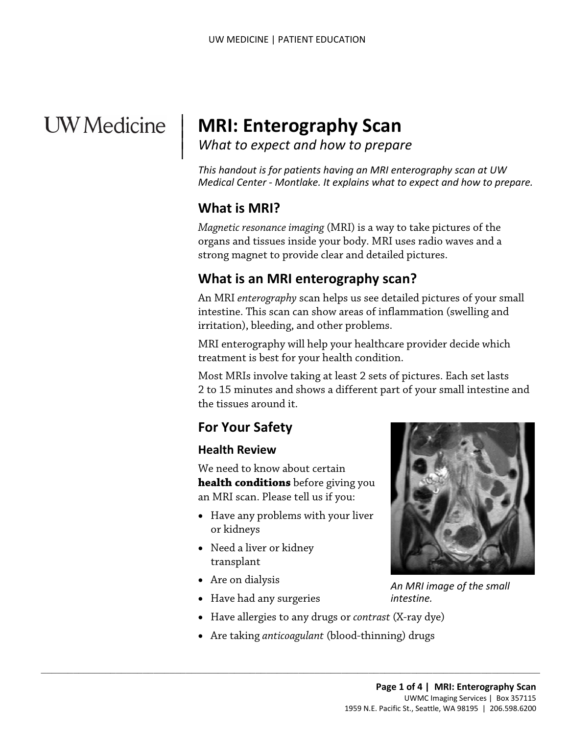# MRI: Enterography Scan

*What to expect and how to prepare*

*This handout is for patients having an MRI enterography scan at UW Medical Center - Montlake. It explains what to expect and how to prepare.*

## What is MRI?

*Magnetic resonance imaging* (MRI) is a way to take pictures of the organs and tissues inside your body. MRI uses radio waves and a strong magnet to provide clear and detailed pictures.

## What is an MRI enterography scan?

An MRI *enterography* scan helps us see detailed pictures of your small intestine. This scan can show areas of inflammation (swelling and irritation), bleeding, and other problems.

MRI enterography will help your healthcare provider decide which treatment is best for your health condition.

Most MRIs involve taking at least 2 sets of pictures. Each set lasts 2 to 15 minutes and shows a different part of your small intestine and the tissues around it.

## For Your Safety

### Health Review

We need to know about certain **health conditions** before giving you an MRI scan. Please tell us if you:

- Have any problems with your liver or kidneys
- Need a liver or kidney transplant
- Are on dialysis
- Have had any surgeries
- Have allergies to any drugs or *contrast* (X-ray dye)
- Are taking *anticoagulant* (blood-thinning) drugs

*An MRI image of the small intestine.*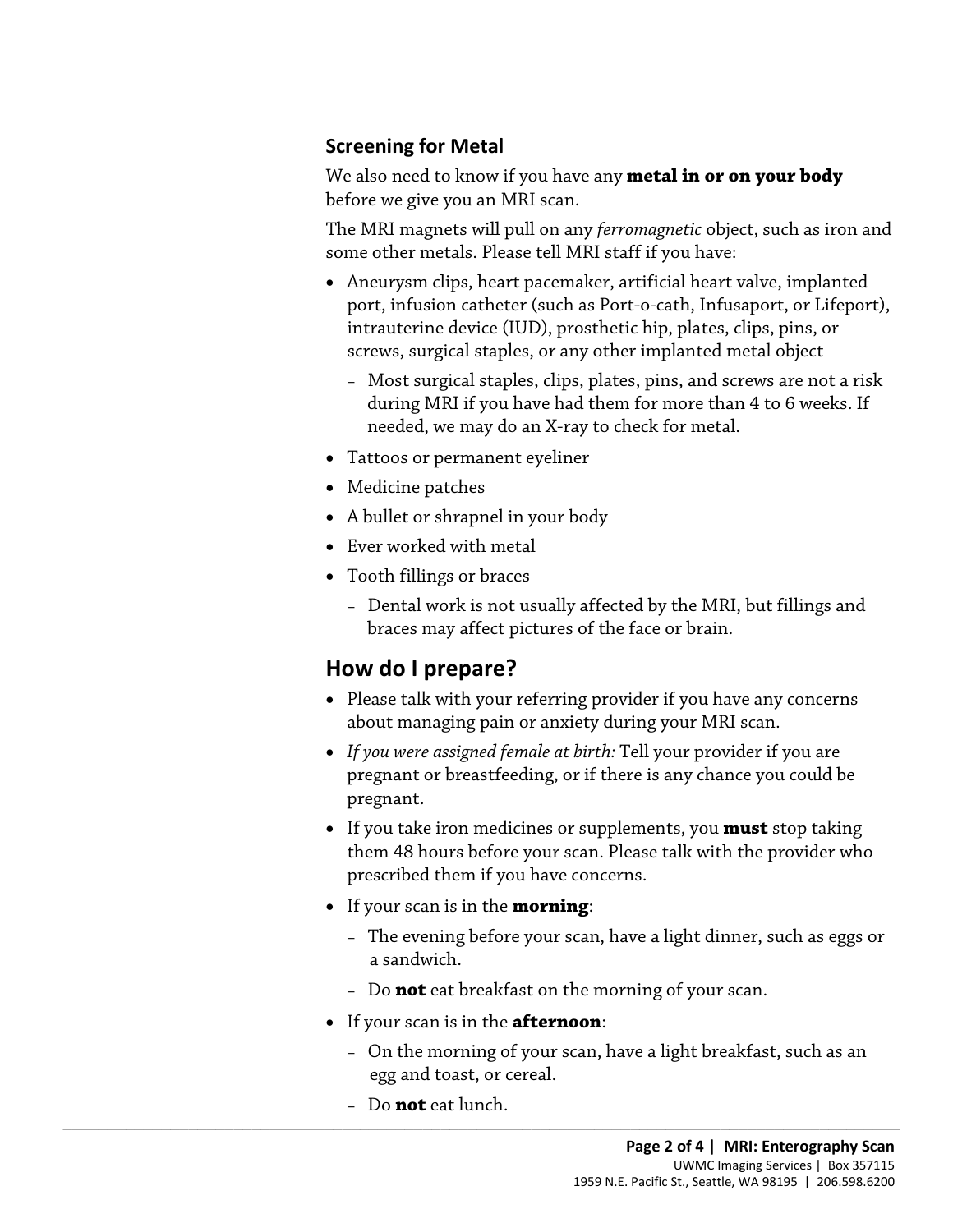### Screening for Metal

We also need to know if you have any **metal in or on your body** before we give you an MRI scan.

The MRI magnets will pull on any *ferromagnetic* object, such as iron and some other metals. Please tell MRI staff if you have:

- Aneurysm clips, heart pacemaker, artificial heart valve, implanted port, infusion catheter (such as Port-o-cath, Infusaport, or Lifeport), intrauterine device (IUD), prosthetic hip, plates, clips, pins, or screws, surgical staples, or any other implanted metal object
  - Most surgical staples, clips, plates, pins, and screws are not a risk during MRI if you have had them for more than 4 to 6 weeks. If needed, we may do an X-ray to check for metal.
- Tattoos or permanent eyeliner
- Medicine patches
- A bullet or shrapnel in your body
- Ever worked with metal
- Tooth fillings or braces
  - Dental work is not usually affected by the MRI, but fillings and braces may affect pictures of the face or brain.

## How do I prepare?

- Please talk with your referring provider if you have any concerns about managing pain or anxiety during your MRI scan.
- *If you were assigned female at birth:* Tell your provider if you are pregnant or breastfeeding, or if there is any chance you could be pregnant.
- If you take iron medicines or supplements, you **must** stop taking them 48 hours before your scan. Please talk with the provider who prescribed them if you have concerns.
- If your scan is in the **morning**:
  - The evening before your scan, have a light dinner, such as eggs or a sandwich.
  - Do **not** eat breakfast on the morning of your scan.
- If your scan is in the **afternoon**:
  - On the morning of your scan, have a light breakfast, such as an egg and toast, or cereal.
  - Do **not** eat lunch.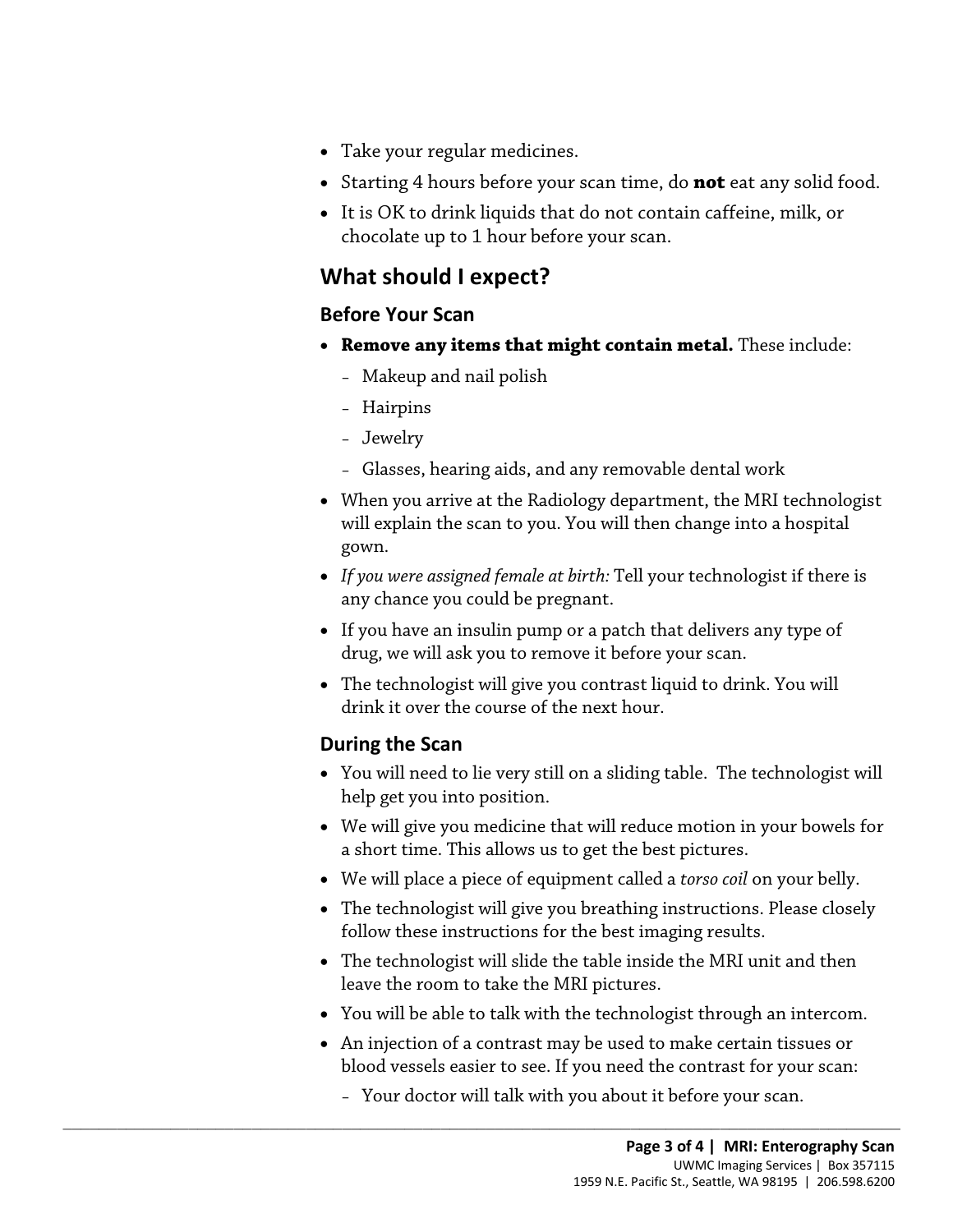- Take your regular medicines.
- Starting 4 hours before your scan time, do **not** eat any solid food.
- It is OK to drink liquids that do not contain caffeine, milk, or chocolate up to 1 hour before your scan.

## What should I expect?

### Before Your Scan

- **Remove any items that might contain metal.** These include:
  - Makeup and nail polish
  - Hairpins
  - Jewelry
  - Glasses, hearing aids, and any removable dental work
- When you arrive at the Radiology department, the MRI technologist will explain the scan to you. You will then change into a hospital gown.
- *If you were assigned female at birth:* Tell your technologist if there is any chance you could be pregnant.
- If you have an insulin pump or a patch that delivers any type of drug, we will ask you to remove it before your scan.
- The technologist will give you contrast liquid to drink. You will drink it over the course of the next hour.

### During the Scan

- You will need to lie very still on a sliding table. The technologist will help get you into position.
- We will give you medicine that will reduce motion in your bowels for a short time. This allows us to get the best pictures.
- We will place a piece of equipment called a *torso coil* on your belly.
- The technologist will give you breathing instructions. Please closely follow these instructions for the best imaging results.
- The technologist will slide the table inside the MRI unit and then leave the room to take the MRI pictures.
- You will be able to talk with the technologist through an intercom.
- An injection of a contrast may be used to make certain tissues or blood vessels easier to see. If you need the contrast for your scan:
  - Your doctor will talk with you about it before your scan.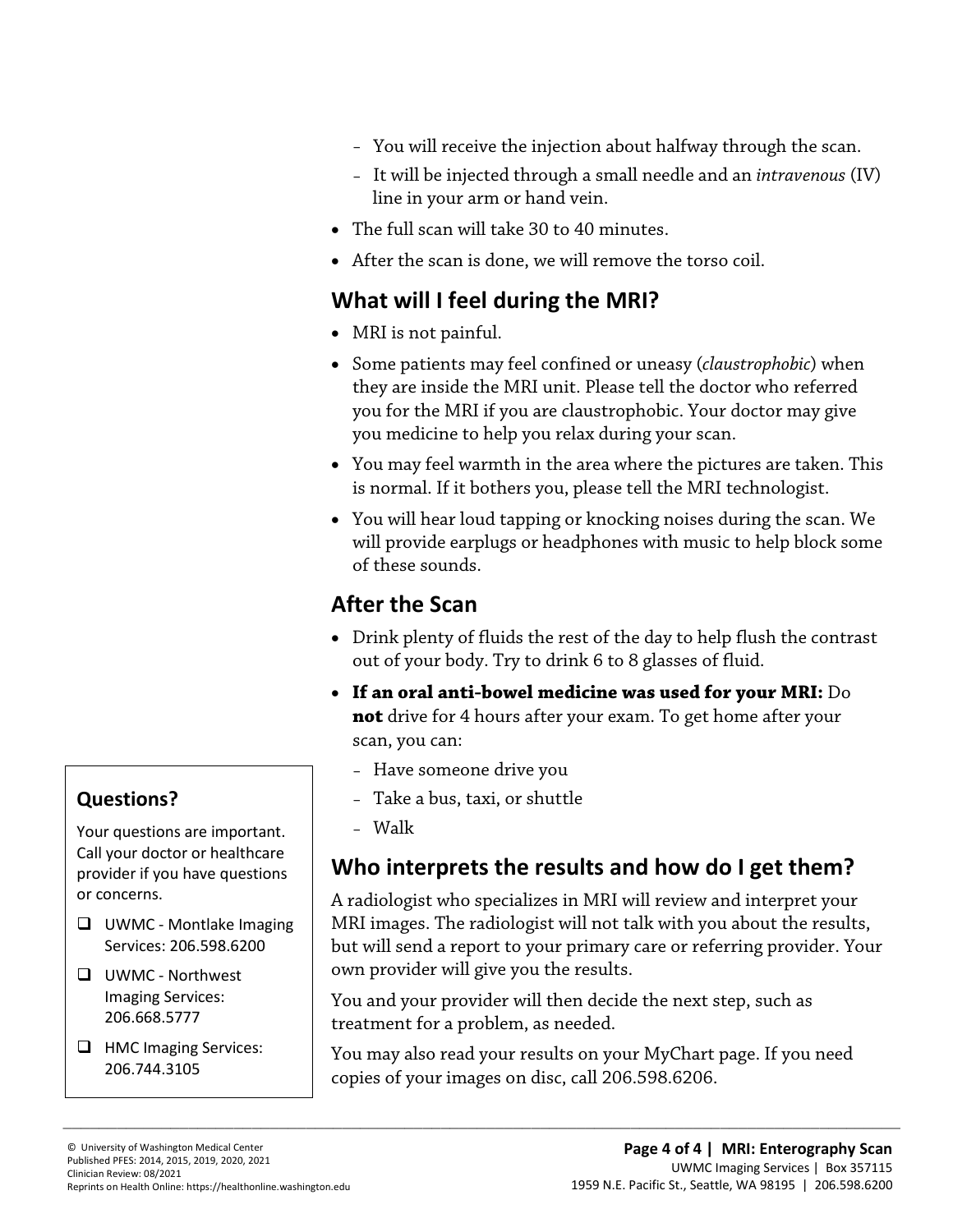- You will receive the injection about halfway through the scan.
  - It will be injected through a small needle and an *intravenous* (IV) line in your arm or hand vein.
- The full scan will take 30 to 40 minutes.
- After the scan is done, we will remove the torso coil.

## What will I feel during the MRI?

- MRI is not painful.
- Some patients may feel confined or uneasy (*claustrophobic*) when they are inside the MRI unit. Please tell the doctor who referred you for the MRI if you are claustrophobic. Your doctor may give you medicine to help you relax during your scan.
- You may feel warmth in the area where the pictures are taken. This is normal. If it bothers you, please tell the MRI technologist.
- You will hear loud tapping or knocking noises during the scan. We will provide earplugs or headphones with music to help block some of these sounds.

## After the Scan

- Drink plenty of fluids the rest of the day to help flush the contrast out of your body. Try to drink 6 to 8 glasses of fluid.
- **If an oral anti-bowel medicine was used for your MRI:** Do **not** drive for 4 hours after your exam. To get home after your scan, you can:
  - Have someone drive you
  - Take a bus, taxi, or shuttle
  - Walk

## Who interprets the results and how do I get them?

A radiologist who specializes in MRI will review and interpret your MRI images. The radiologist will not talk with you about the results, but will send a report to your primary care or referring provider. Your own provider will give you the results.

You and your provider will then decide the next step, such as treatment for a problem, as needed.

You may also read your results on your MyChart page. If you need copies of your images on disc, call 206.598.6206.

### Questions?

Your questions are important. Call your doctor or healthcare provider if you have questions or concerns.

- [ ] UWMC - Montlake Imaging Services: 206.598.6200
- [ ] UWMC - Northwest Imaging Services: 206.668.5777
- [ ] HMC Imaging Services: 206.744.3105

© University of Washington Medical Center
Published PFES: 2014, 2015, 2019, 2020, 2021
Clinician Review: 08/2021
Reprints on Health Online: https://healthonline.washington.edu

UWMC Imaging Services | Box 357115
1959 N.E. Pacific St., Seattle, WA 98195 | 206.598.6200